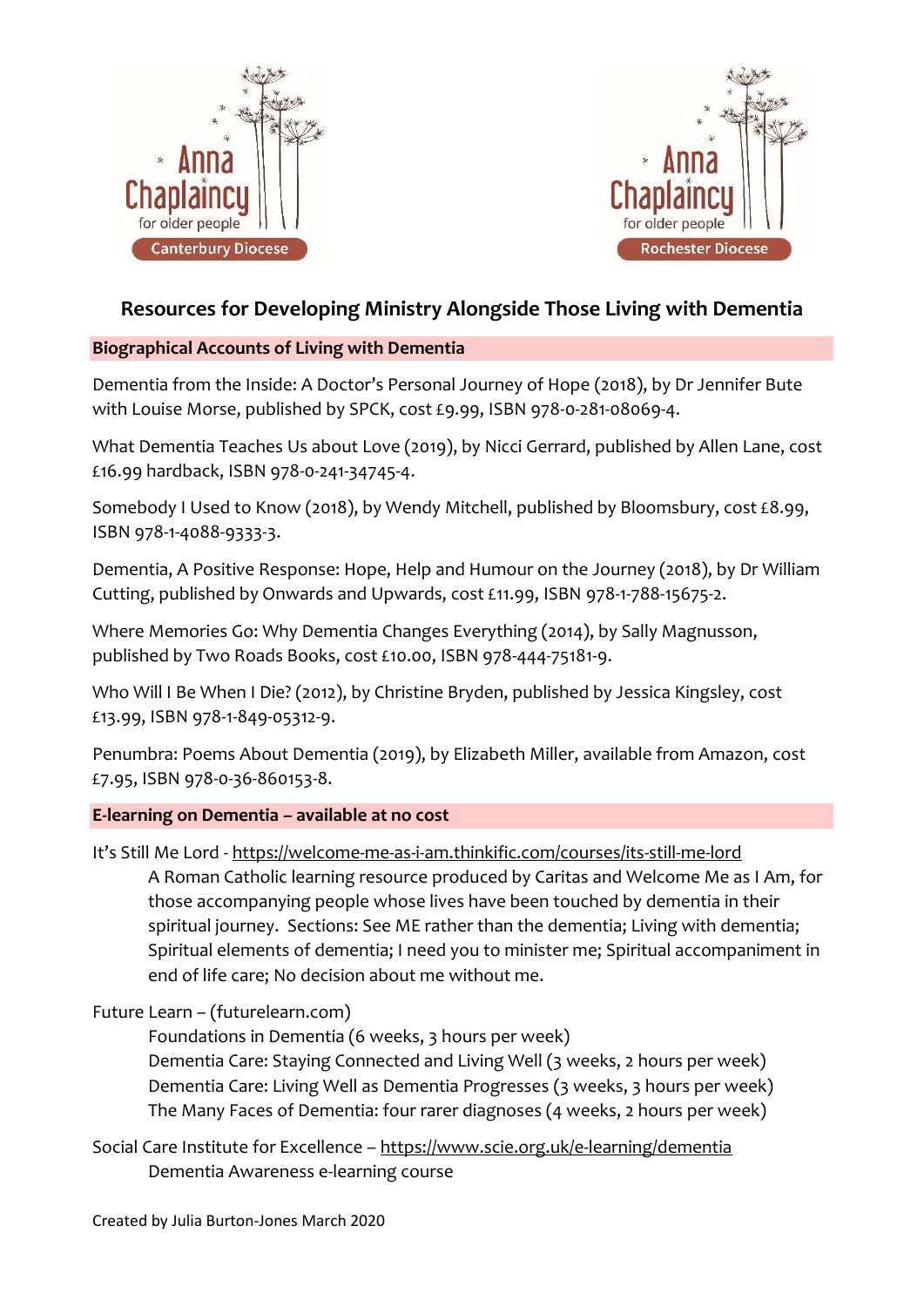Anna Chaplaincy for older people — Canterbury Diocese

Anna Chaplaincy for older people — Rochester Diocese

# Resources for Developing Ministry Alongside Those Living with Dementia

## Biographical Accounts of Living with Dementia

Dementia from the Inside: A Doctor's Personal Journey of Hope (2018), by Dr Jennifer Bute with Louise Morse, published by SPCK, cost £9.99, ISBN 978-0-281-08069-4.

What Dementia Teaches Us about Love (2019), by Nicci Gerrard, published by Allen Lane, cost £16.99 hardback, ISBN 978-0-241-34745-4.

Somebody I Used to Know (2018), by Wendy Mitchell, published by Bloomsbury, cost £8.99, ISBN 978-1-4088-9333-3.

Dementia, A Positive Response: Hope, Help and Humour on the Journey (2018), by Dr William Cutting, published by Onwards and Upwards, cost £11.99, ISBN 978-1-788-15675-2.

Where Memories Go: Why Dementia Changes Everything (2014), by Sally Magnusson, published by Two Roads Books, cost £10.00, ISBN 978-444-75181-9.

Who Will I Be When I Die? (2012), by Christine Bryden, published by Jessica Kingsley, cost £13.99, ISBN 978-1-849-05312-9.

Penumbra: Poems About Dementia (2019), by Elizabeth Miller, available from Amazon, cost £7.95, ISBN 978-0-36-860153-8.

## E-learning on Dementia – available at no cost

It's Still Me Lord - https://welcome-me-as-i-am.thinkific.com/courses/its-still-me-lord

A Roman Catholic learning resource produced by Caritas and Welcome Me as I Am, for those accompanying people whose lives have been touched by dementia in their spiritual journey. Sections: See ME rather than the dementia; Living with dementia; Spiritual elements of dementia; I need you to minister me; Spiritual accompaniment in end of life care; No decision about me without me.

Future Learn – (futurelearn.com)

Foundations in Dementia (6 weeks, 3 hours per week)
Dementia Care: Staying Connected and Living Well (3 weeks, 2 hours per week)
Dementia Care: Living Well as Dementia Progresses (3 weeks, 3 hours per week)
The Many Faces of Dementia: four rarer diagnoses (4 weeks, 2 hours per week)

Social Care Institute for Excellence – https://www.scie.org.uk/e-learning/dementia

Dementia Awareness e-learning course

Created by Julia Burton-Jones March 2020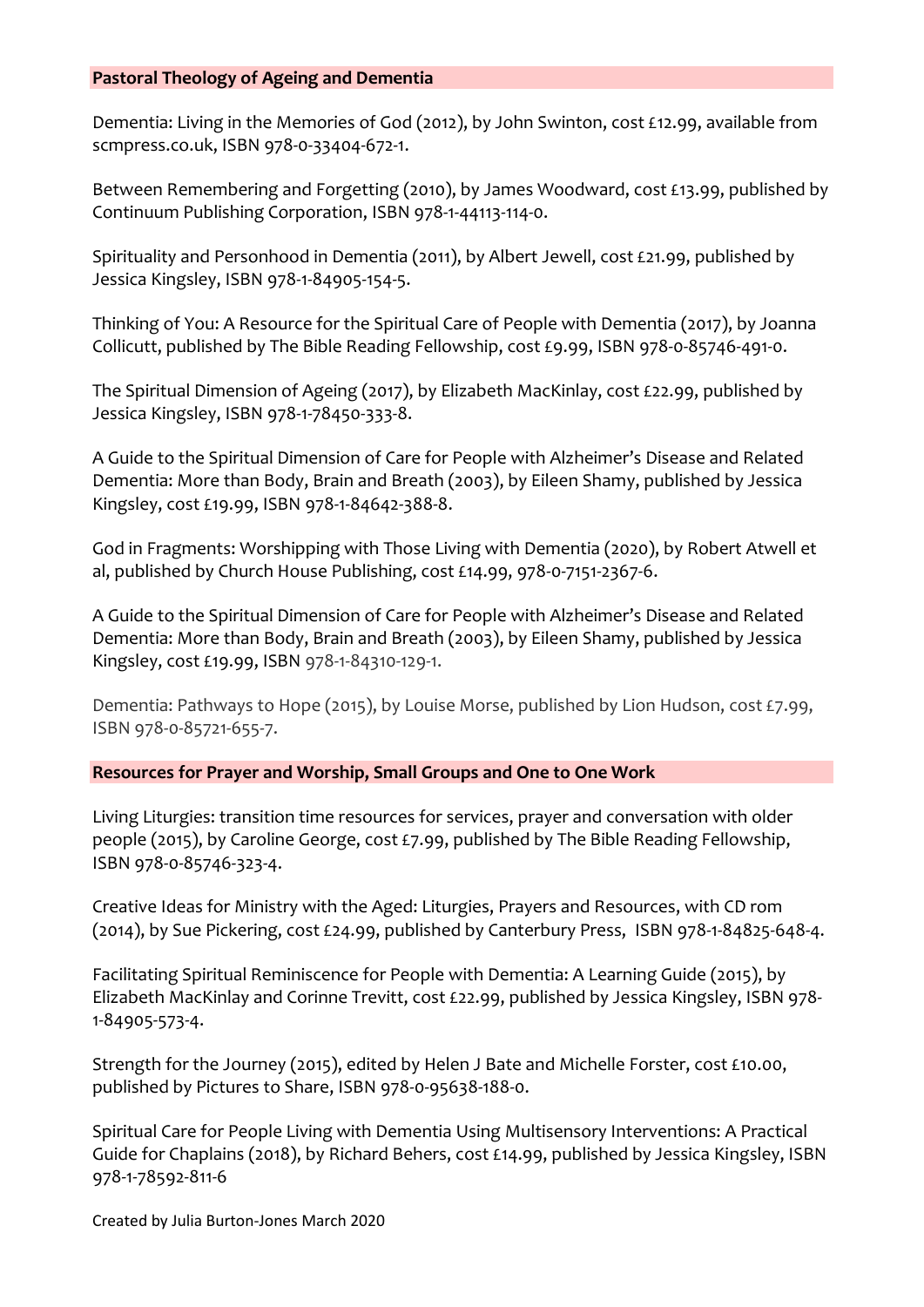## Pastoral Theology of Ageing and Dementia

Dementia: Living in the Memories of God (2012), by John Swinton, cost £12.99, available from scmpress.co.uk, ISBN 978-0-33404-672-1.

Between Remembering and Forgetting (2010), by James Woodward, cost £13.99, published by Continuum Publishing Corporation, ISBN 978-1-44113-114-0.

Spirituality and Personhood in Dementia (2011), by Albert Jewell, cost £21.99, published by Jessica Kingsley, ISBN 978-1-84905-154-5.

Thinking of You: A Resource for the Spiritual Care of People with Dementia (2017), by Joanna Collicutt, published by The Bible Reading Fellowship, cost £9.99, ISBN 978-0-85746-491-0.

The Spiritual Dimension of Ageing (2017), by Elizabeth MacKinlay, cost £22.99, published by Jessica Kingsley, ISBN 978-1-78450-333-8.

A Guide to the Spiritual Dimension of Care for People with Alzheimer's Disease and Related Dementia: More than Body, Brain and Breath (2003), by Eileen Shamy, published by Jessica Kingsley, cost £19.99, ISBN 978-1-84642-388-8.

God in Fragments: Worshipping with Those Living with Dementia (2020), by Robert Atwell et al, published by Church House Publishing, cost £14.99, 978-0-7151-2367-6.

A Guide to the Spiritual Dimension of Care for People with Alzheimer's Disease and Related Dementia: More than Body, Brain and Breath (2003), by Eileen Shamy, published by Jessica Kingsley, cost £19.99, ISBN 978-1-84310-129-1.

Dementia: Pathways to Hope (2015), by Louise Morse, published by Lion Hudson, cost £7.99, ISBN 978-0-85721-655-7.

## Resources for Prayer and Worship, Small Groups and One to One Work

Living Liturgies: transition time resources for services, prayer and conversation with older people (2015), by Caroline George, cost £7.99, published by The Bible Reading Fellowship, ISBN 978-0-85746-323-4.

Creative Ideas for Ministry with the Aged: Liturgies, Prayers and Resources, with CD rom (2014), by Sue Pickering, cost £24.99, published by Canterbury Press, ISBN 978-1-84825-648-4.

Facilitating Spiritual Reminiscence for People with Dementia: A Learning Guide (2015), by Elizabeth MacKinlay and Corinne Trevitt, cost £22.99, published by Jessica Kingsley, ISBN 978-1-84905-573-4.

Strength for the Journey (2015), edited by Helen J Bate and Michelle Forster, cost £10.00, published by Pictures to Share, ISBN 978-0-95638-188-0.

Spiritual Care for People Living with Dementia Using Multisensory Interventions: A Practical Guide for Chaplains (2018), by Richard Behers, cost £14.99, published by Jessica Kingsley, ISBN 978-1-78592-811-6

Created by Julia Burton-Jones March 2020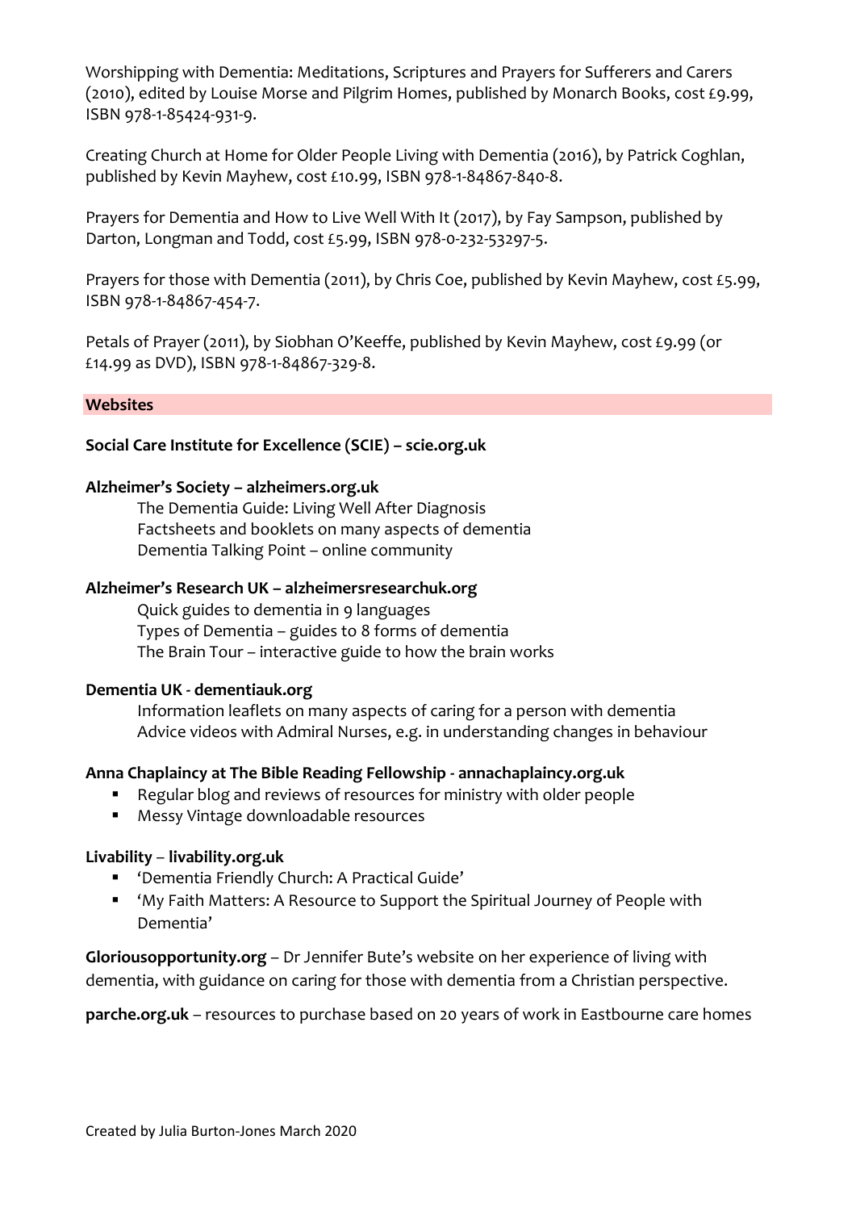Worshipping with Dementia: Meditations, Scriptures and Prayers for Sufferers and Carers (2010), edited by Louise Morse and Pilgrim Homes, published by Monarch Books, cost £9.99, ISBN 978-1-85424-931-9.

Creating Church at Home for Older People Living with Dementia (2016), by Patrick Coghlan, published by Kevin Mayhew, cost £10.99, ISBN 978-1-84867-840-8.

Prayers for Dementia and How to Live Well With It (2017), by Fay Sampson, published by Darton, Longman and Todd, cost £5.99, ISBN 978-0-232-53297-5.

Prayers for those with Dementia (2011), by Chris Coe, published by Kevin Mayhew, cost £5.99, ISBN 978-1-84867-454-7.

Petals of Prayer (2011), by Siobhan O'Keeffe, published by Kevin Mayhew, cost £9.99 (or £14.99 as DVD), ISBN 978-1-84867-329-8.

## Websites

**Social Care Institute for Excellence (SCIE) – scie.org.uk**

**Alzheimer's Society – alzheimers.org.uk**

The Dementia Guide: Living Well After Diagnosis
Factsheets and booklets on many aspects of dementia
Dementia Talking Point – online community

**Alzheimer's Research UK – alzheimersresearchuk.org**

Quick guides to dementia in 9 languages
Types of Dementia – guides to 8 forms of dementia
The Brain Tour – interactive guide to how the brain works

**Dementia UK - dementiauk.org**

Information leaflets on many aspects of caring for a person with dementia
Advice videos with Admiral Nurses, e.g. in understanding changes in behaviour

**Anna Chaplaincy at The Bible Reading Fellowship - annachaplaincy.org.uk**

- Regular blog and reviews of resources for ministry with older people
- Messy Vintage downloadable resources

**Livability – livability.org.uk**

- 'Dementia Friendly Church: A Practical Guide'
- 'My Faith Matters: A Resource to Support the Spiritual Journey of People with Dementia'

**Gloriousopportunity.org** – Dr Jennifer Bute's website on her experience of living with dementia, with guidance on caring for those with dementia from a Christian perspective.

**parche.org.uk** – resources to purchase based on 20 years of work in Eastbourne care homes

Created by Julia Burton-Jones March 2020